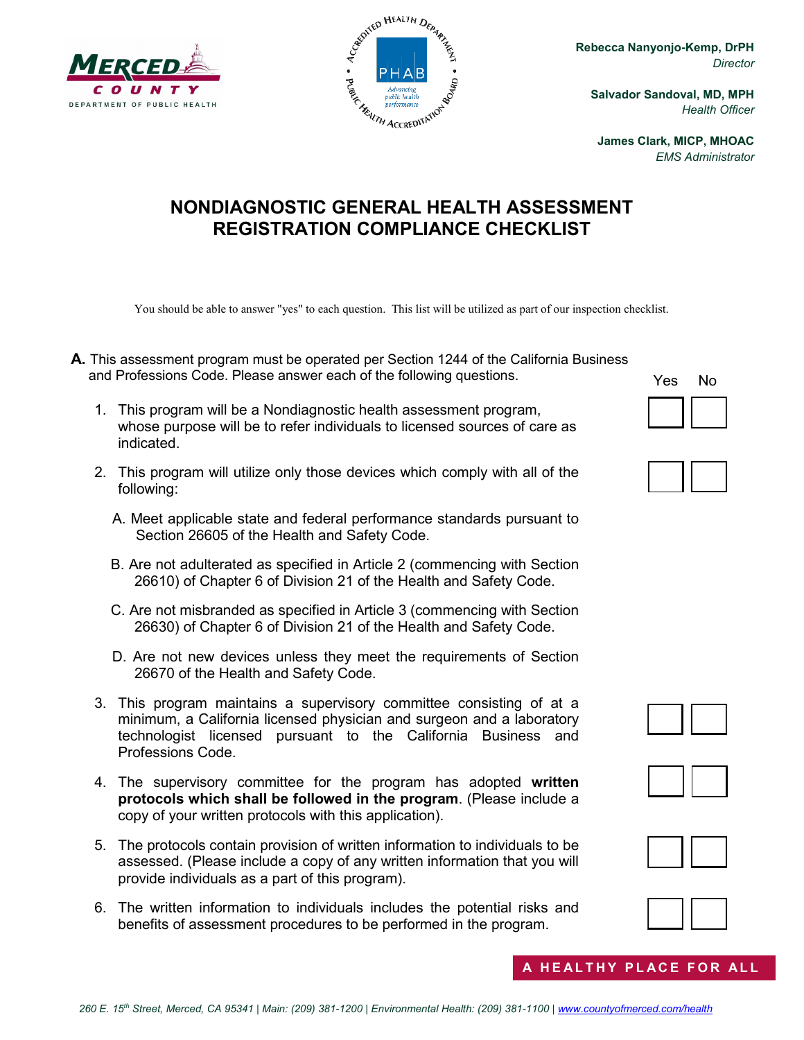Rebecca Nanyonjo-Kemp, DrPH
*Director*

Salvador Sandoval, MD, MPH
*Health Officer*

James Clark, MICP, MHOAC
*EMS Administrator*

# NONDIAGNOSTIC GENERAL HEALTH ASSESSMENT REGISTRATION COMPLIANCE CHECKLIST

You should be able to answer "yes" to each question. This list will be utilized as part of our inspection checklist.

**A.** This assessment program must be operated per Section 1244 of the California Business and Professions Code. Please answer each of the following questions.

| Question | Yes | No |
|---|---|---|
| 1. This program will be a Nondiagnostic health assessment program, whose purpose will be to refer individuals to licensed sources of care as indicated. | ☐ | ☐ |
| 2. This program will utilize only those devices which comply with all of the following:<br>A. Meet applicable state and federal performance standards pursuant to Section 26605 of the Health and Safety Code.<br>B. Are not adulterated as specified in Article 2 (commencing with Section 26610) of Chapter 6 of Division 21 of the Health and Safety Code.<br>C. Are not misbranded as specified in Article 3 (commencing with Section 26630) of Chapter 6 of Division 21 of the Health and Safety Code.<br>D. Are not new devices unless they meet the requirements of Section 26670 of the Health and Safety Code. | ☐ | ☐ |
| 3. This program maintains a supervisory committee consisting of at a minimum, a California licensed physician and surgeon and a laboratory technologist licensed pursuant to the California Business and Professions Code. | ☐ | ☐ |
| 4. The supervisory committee for the program has adopted **written protocols which shall be followed in the program**. (Please include a copy of your written protocols with this application). | ☐ | ☐ |
| 5. The protocols contain provision of written information to individuals to be assessed. (Please include a copy of any written information that you will provide individuals as a part of this program). | ☐ | ☐ |
| 6. The written information to individuals includes the potential risks and benefits of assessment procedures to be performed in the program. | ☐ | ☐ |

A HEALTHY PLACE FOR ALL

260 E. 15th Street, Merced, CA 95341 | Main: (209) 381-1200 | Environmental Health: (209) 381-1100 | www.countyofmerced.com/health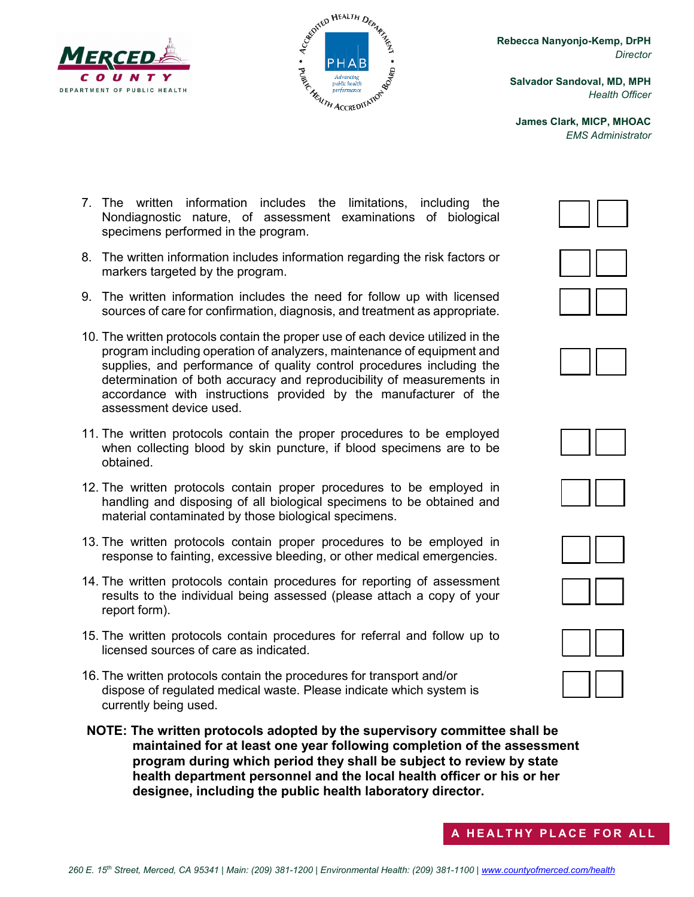7. The written information includes the limitations, including the Nondiagnostic nature, of assessment examinations of biological specimens performed in the program.

8. The written information includes information regarding the risk factors or markers targeted by the program.

9. The written information includes the need for follow up with licensed sources of care for confirmation, diagnosis, and treatment as appropriate.

10. The written protocols contain the proper use of each device utilized in the program including operation of analyzers, maintenance of equipment and supplies, and performance of quality control procedures including the determination of both accuracy and reproducibility of measurements in accordance with instructions provided by the manufacturer of the assessment device used.

11. The written protocols contain the proper procedures to be employed when collecting blood by skin puncture, if blood specimens are to be obtained.

12. The written protocols contain proper procedures to be employed in handling and disposing of all biological specimens to be obtained and material contaminated by those biological specimens.

13. The written protocols contain proper procedures to be employed in response to fainting, excessive bleeding, or other medical emergencies.

14. The written protocols contain procedures for reporting of assessment results to the individual being assessed (please attach a copy of your report form).

15. The written protocols contain procedures for referral and follow up to licensed sources of care as indicated.

16. The written protocols contain the procedures for transport and/or dispose of regulated medical waste. Please indicate which system is currently being used.

**NOTE: The written protocols adopted by the supervisory committee shall be maintained for at least one year following completion of the assessment program during which period they shall be subject to review by state health department personnel and the local health officer or his or her designee, including the public health laboratory director.**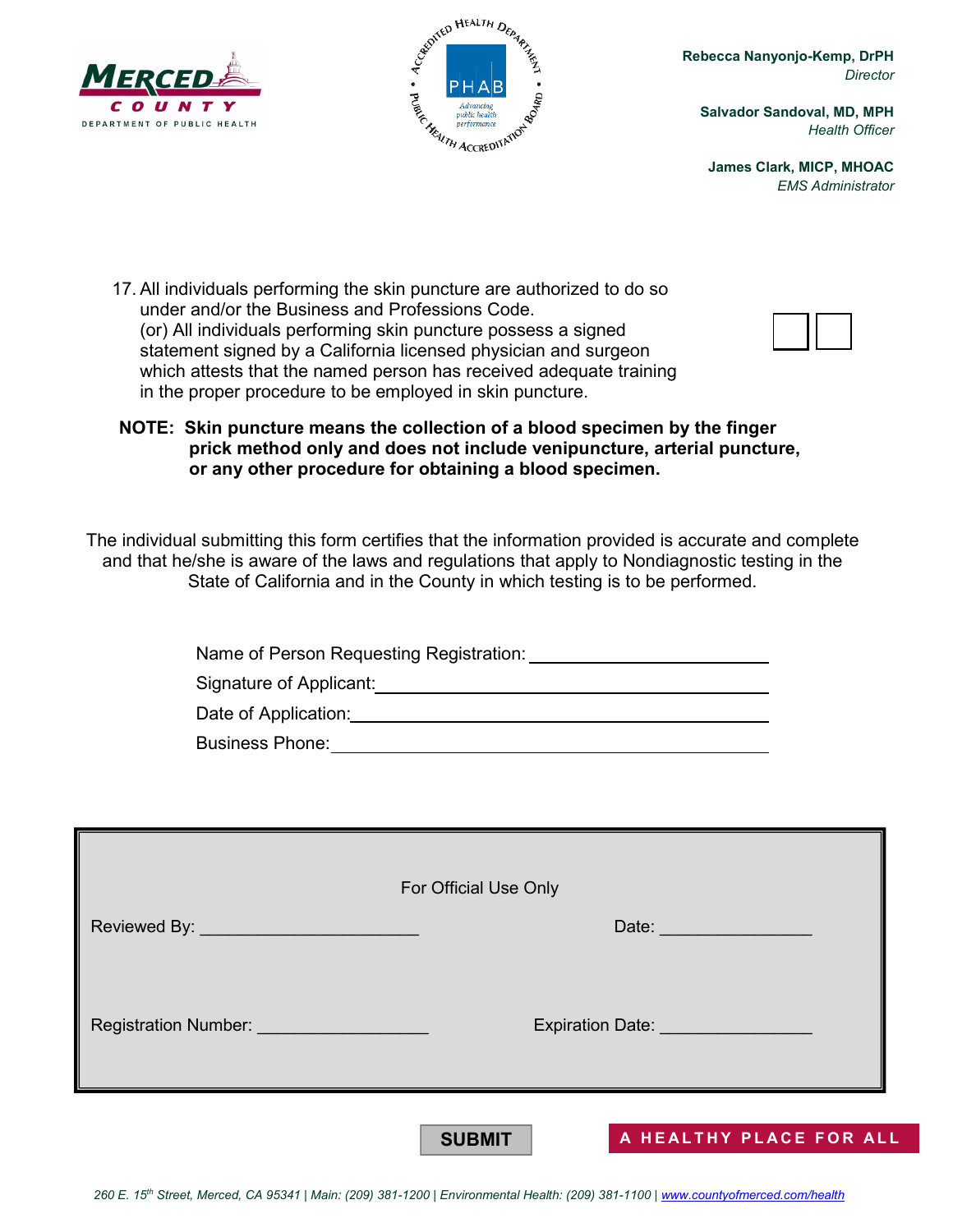**Rebecca Nanyonjo-Kemp, DrPH**
*Director*

**Salvador Sandoval, MD, MPH**
*Health Officer*

**James Clark, MICP, MHOAC**
*EMS Administrator*

17. All individuals performing the skin puncture are authorized to do so under and/or the Business and Professions Code.
    (or) All individuals performing skin puncture possess a signed statement signed by a California licensed physician and surgeon which attests that the named person has received adequate training in the proper procedure to be employed in skin puncture. ☐ ☐

**NOTE: Skin puncture means the collection of a blood specimen by the finger prick method only and does not include venipuncture, arterial puncture, or any other procedure for obtaining a blood specimen.**

The individual submitting this form certifies that the information provided is accurate and complete and that he/she is aware of the laws and regulations that apply to Nondiagnostic testing in the State of California and in the County in which testing is to be performed.

Name of Person Requesting Registration: ______________________

Signature of Applicant: ______________________

Date of Application: ______________________

Business Phone: ______________________

For Official Use Only

Reviewed By: ______________________ Date: ______________

Registration Number: ______________ Expiration Date: ______________

**SUBMIT**

**A HEALTHY PLACE FOR ALL**

*260 E. 15th Street, Merced, CA 95341 | Main: (209) 381-1200 | Environmental Health: (209) 381-1100 | www.countyofmerced.com/health*